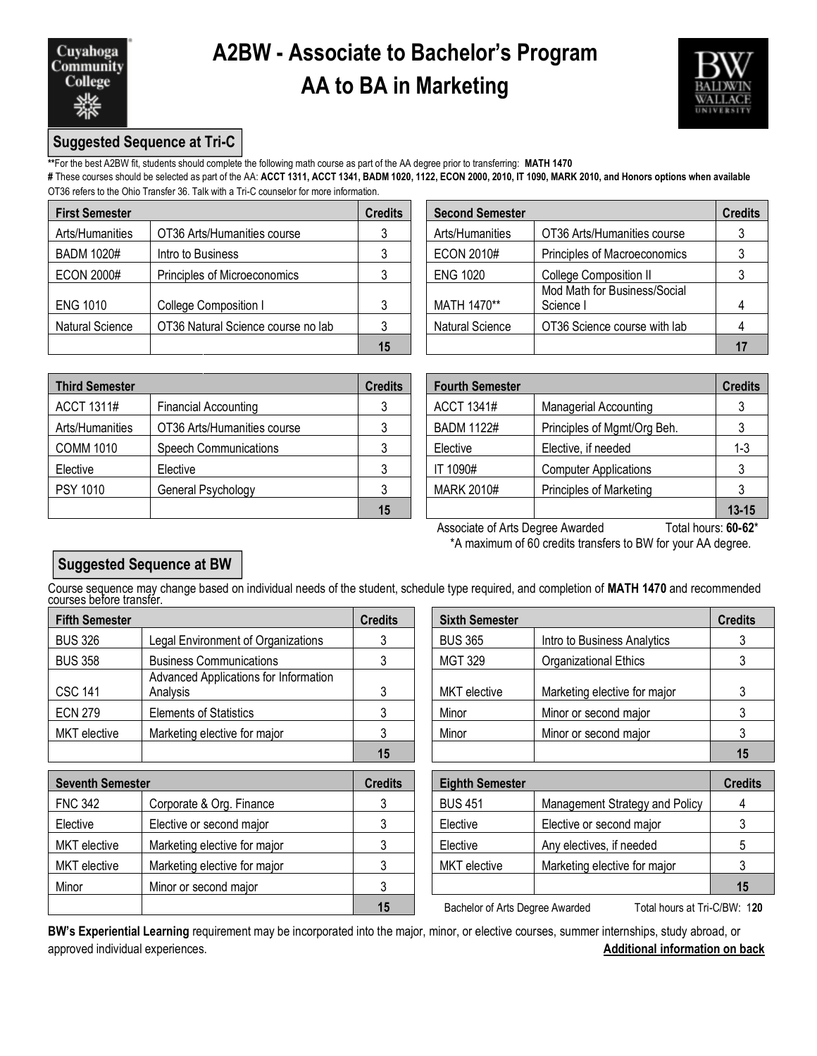# A2BW - Associate to Bachelor's Program
# AA to BA in Marketing

## Suggested Sequence at Tri-C

**For the best A2BW fit, students should complete the following math course as part of the AA degree prior to transferring: **MATH 1470**

# These courses should be selected as part of the AA: **ACCT 1311, ACCT 1341, BADM 1020, 1122, ECON 2000, 2010, IT 1090, MARK 2010, and Honors options when available**

OT36 refers to the Ohio Transfer 36. Talk with a Tri-C counselor for more information.

| First Semester | | Credits |
|---|---|---|
| Arts/Humanities | OT36 Arts/Humanities course | 3 |
| BADM 1020# | Intro to Business | 3 |
| ECON 2000# | Principles of Microeconomics | 3 |
| ENG 1010 | College Composition I | 3 |
| Natural Science | OT36 Natural Science course no lab | 3 |
| | | **15** |

| Second Semester | | Credits |
|---|---|---|
| Arts/Humanities | OT36 Arts/Humanities course | 3 |
| ECON 2010# | Principles of Macroeconomics | 3 |
| ENG 1020 | College Composition II | 3 |
| MATH 1470** | Mod Math for Business/Social Science I | 4 |
| Natural Science | OT36 Science course with lab | 4 |
| | | **17** |

| Third Semester | | Credits |
|---|---|---|
| ACCT 1311# | Financial Accounting | 3 |
| Arts/Humanities | OT36 Arts/Humanities course | 3 |
| COMM 1010 | Speech Communications | 3 |
| Elective | Elective | 3 |
| PSY 1010 | General Psychology | 3 |
| | | **15** |

| Fourth Semester | | Credits |
|---|---|---|
| ACCT 1341# | Managerial Accounting | 3 |
| BADM 1122# | Principles of Mgmt/Org Beh. | 3 |
| Elective | Elective, if needed | 1-3 |
| IT 1090# | Computer Applications | 3 |
| MARK 2010# | Principles of Marketing | 3 |
| | | **13-15** |

Associate of Arts Degree Awarded Total hours: **60-62***

*A maximum of 60 credits transfers to BW for your AA degree.

## Suggested Sequence at BW

Course sequence may change based on individual needs of the student, schedule type required, and completion of **MATH 1470** and recommended courses before transfer.

| Fifth Semester | | Credits |
|---|---|---|
| BUS 326 | Legal Environment of Organizations | 3 |
| BUS 358 | Business Communications | 3 |
| CSC 141 | Advanced Applications for Information Analysis | 3 |
| ECN 279 | Elements of Statistics | 3 |
| MKT elective | Marketing elective for major | 3 |
| | | **15** |

| Sixth Semester | | Credits |
|---|---|---|
| BUS 365 | Intro to Business Analytics | 3 |
| MGT 329 | Organizational Ethics | 3 |
| MKT elective | Marketing elective for major | 3 |
| Minor | Minor or second major | 3 |
| Minor | Minor or second major | 3 |
| | | **15** |

| Seventh Semester | | Credits |
|---|---|---|
| FNC 342 | Corporate & Org. Finance | 3 |
| Elective | Elective or second major | 3 |
| MKT elective | Marketing elective for major | 3 |
| MKT elective | Marketing elective for major | 3 |
| Minor | Minor or second major | 3 |
| | | **15** |

| Eighth Semester | | Credits |
|---|---|---|
| BUS 451 | Management Strategy and Policy | 4 |
| Elective | Elective or second major | 3 |
| Elective | Any electives, if needed | 5 |
| MKT elective | Marketing elective for major | 3 |
| | | **15** |

Bachelor of Arts Degree Awarded Total hours at Tri-C/BW: 1**20**

**BW's Experiential Learning** requirement may be incorporated into the major, minor, or elective courses, summer internships, study abroad, or approved individual experiences.

**Additional information on back**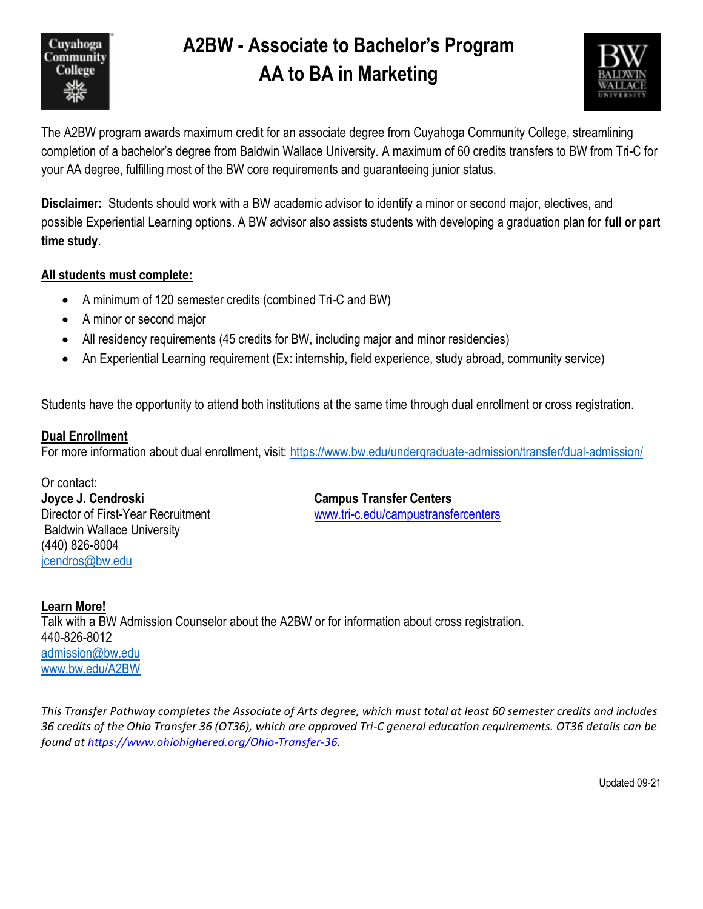# A2BW - Associate to Bachelor's Program
# AA to BA in Marketing

The A2BW program awards maximum credit for an associate degree from Cuyahoga Community College, streamlining completion of a bachelor's degree from Baldwin Wallace University. A maximum of 60 credits transfers to BW from Tri-C for your AA degree, fulfilling most of the BW core requirements and guaranteeing junior status.

**Disclaimer:** Students should work with a BW academic advisor to identify a minor or second major, electives, and possible Experiential Learning options. A BW advisor also assists students with developing a graduation plan for **full or part time study**.

**All students must complete:**

- A minimum of 120 semester credits (combined Tri-C and BW)
- A minor or second major
- All residency requirements (45 credits for BW, including major and minor residencies)
- An Experiential Learning requirement (Ex: internship, field experience, study abroad, community service)

Students have the opportunity to attend both institutions at the same time through dual enrollment or cross registration.

**Dual Enrollment**
For more information about dual enrollment, visit: https://www.bw.edu/undergraduate-admission/transfer/dual-admission/

Or contact:
**Joyce J. Cendroski**
Director of First-Year Recruitment
Baldwin Wallace University
(440) 826-8004
jcendros@bw.edu

**Campus Transfer Centers**
www.tri-c.edu/campustransfercenters

**Learn More!**
Talk with a BW Admission Counselor about the A2BW or for information about cross registration.
440-826-8012
admission@bw.edu
www.bw.edu/A2BW

*This Transfer Pathway completes the Associate of Arts degree, which must total at least 60 semester credits and includes 36 credits of the Ohio Transfer 36 (OT36), which are approved Tri-C general education requirements. OT36 details can be found at https://www.ohiohighered.org/Ohio-Transfer-36.*

Updated 09-21